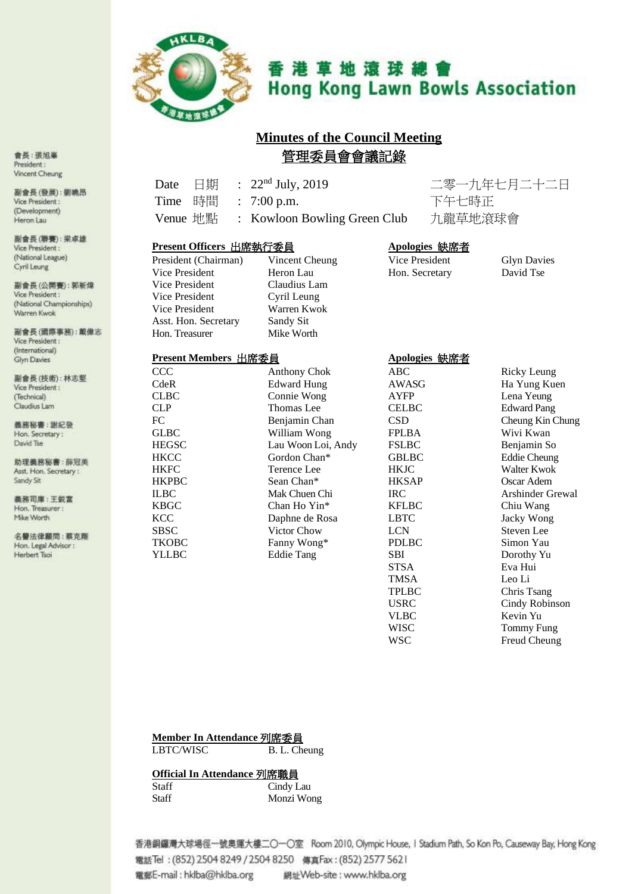# 香港草地滾球總會 Hong Kong Lawn Bowls Association

會長：張旭峯
President: Vincent Cheung

副會長(發展)：劉曉昂
Vice President: (Development) Heron Lau

副會長(聯賽)：梁卓雄
Vice President: (National League) Cyril Leung

副會長(公開賽)：郭新煒
Vice President: (National Championships) Warren Kwok

副會長(國際事務)：戴偉志
Vice President: (International) Glyn Davies

副會長(技術)：林志堅
Vice President: (Technical) Claudius Lam

義務秘書：謝紀發
Hon. Secretary: David Tse

助理義務秘書：薛冠美
Asst. Hon. Secretary: Sandy Sit

義務司庫：王銳富
Hon. Treasurer: Mike Worth

名譽法律顧問：蔡克剛
Hon. Legal Advisor: Herbert Tsoi

## Minutes of the Council Meeting
## 管理委員會會議記錄

| | | | |
|---|---|---|---|
| Date 日期 | : | 22nd July, 2019 | 二零一九年七月二十二日 |
| Time 時間 | : | 7:00 p.m. | 下午七時正 |
| Venue 地點 | : | Kowloon Bowling Green Club | 九龍草地滾球會 |

**Present Officers 出席執行委員**

| | |
|---|---|
| President (Chairman) | Vincent Cheung |
| Vice President | Heron Lau |
| Vice President | Claudius Lam |
| Vice President | Cyril Leung |
| Vice President | Warren Kwok |
| Asst. Hon. Secretary | Sandy Sit |
| Hon. Treasurer | Mike Worth |

**Apologies 缺席者**

| | |
|---|---|
| Vice President | Glyn Davies |
| Hon. Secretary | David Tse |

**Present Members 出席委員**

| | |
|---|---|
| CCC | Anthony Chok |
| CdeR | Edward Hung |
| CLBC | Connie Wong |
| CLP | Thomas Lee |
| FC | Benjamin Chan |
| GLBC | William Wong |
| HEGSC | Lau Woon Loi, Andy |
| HKCC | Gordon Chan* |
| HKFC | Terence Lee |
| HKPBC | Sean Chan* |
| ILBC | Mak Chuen Chi |
| KBGC | Chan Ho Yin* |
| KCC | Daphne de Rosa |
| SBSC | Victor Chow |
| TKOBC | Fanny Wong* |
| YLLBC | Eddie Tang |

**Apologies 缺席者**

| | |
|---|---|
| ABC | Ricky Leung |
| AWASG | Ha Yung Kuen |
| AYFP | Lena Yeung |
| CELBC | Edward Pang |
| CSD | Cheung Kin Chung |
| FPLBA | Wivi Kwan |
| FSLBC | Benjamin So |
| GBLBC | Eddie Cheung |
| HKJC | Walter Kwok |
| HKSAP | Oscar Adem |
| IRC | Arshinder Grewal |
| KFLBC | Chiu Wang |
| LBTC | Jacky Wong |
| LCN | Steven Lee |
| PDLBC | Simon Yau |
| SBI | Dorothy Yu |
| STSA | Eva Hui |
| TMSA | Leo Li |
| TPLBC | Chris Tsang |
| USRC | Cindy Robinson |
| VLBC | Kevin Yu |
| WISC | Tommy Fung |
| WSC | Freud Cheung |

**Member In Attendance 列席委員**

| | |
|---|---|
| LBTC/WISC | B. L. Cheung |

**Official In Attendance 列席職員**

| | |
|---|---|
| Staff | Cindy Lau |
| Staff | Monzi Wong |

香港銅鑼灣大球場徑一號奧運大樓二〇一〇室 Room 2010, Olympic House, 1 Stadium Path, So Kon Po, Causeway Bay, Hong Kong
電話Tel：(852) 2504 8249 / 2504 8250 傳真Fax：(852) 2577 5621
電郵E-mail：hklba@hklba.org 網址Web-site：www.hklba.org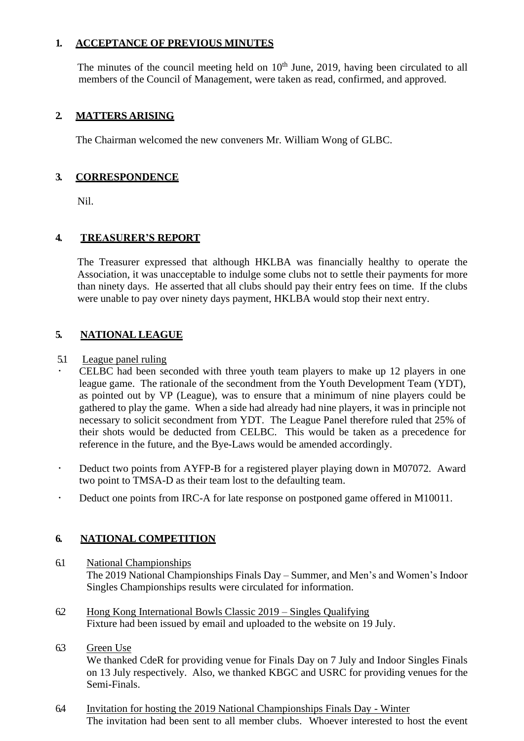## 1. ACCEPTANCE OF PREVIOUS MINUTES

The minutes of the council meeting held on 10th June, 2019, having been circulated to all members of the Council of Management, were taken as read, confirmed, and approved.

## 2. MATTERS ARISING

The Chairman welcomed the new conveners Mr. William Wong of GLBC.

## 3. CORRESPONDENCE

Nil.

## 4. TREASURER'S REPORT

The Treasurer expressed that although HKLBA was financially healthy to operate the Association, it was unacceptable to indulge some clubs not to settle their payments for more than ninety days. He asserted that all clubs should pay their entry fees on time. If the clubs were unable to pay over ninety days payment, HKLBA would stop their next entry.

## 5. NATIONAL LEAGUE

5.1 League panel ruling

- CELBC had been seconded with three youth team players to make up 12 players in one league game. The rationale of the secondment from the Youth Development Team (YDT), as pointed out by VP (League), was to ensure that a minimum of nine players could be gathered to play the game. When a side had already had nine players, it was in principle not necessary to solicit secondment from YDT. The League Panel therefore ruled that 25% of their shots would be deducted from CELBC. This would be taken as a precedence for reference in the future, and the Bye-Laws would be amended accordingly.
- Deduct two points from AYFP-B for a registered player playing down in M07072. Award two point to TMSA-D as their team lost to the defaulting team.
- Deduct one points from IRC-A for late response on postponed game offered in M10011.

## 6. NATIONAL COMPETITION

6.1 National Championships
The 2019 National Championships Finals Day – Summer, and Men's and Women's Indoor Singles Championships results were circulated for information.

6.2 Hong Kong International Bowls Classic 2019 – Singles Qualifying
Fixture had been issued by email and uploaded to the website on 19 July.

6.3 Green Use
We thanked CdeR for providing venue for Finals Day on 7 July and Indoor Singles Finals on 13 July respectively. Also, we thanked KBGC and USRC for providing venues for the Semi-Finals.

6.4 Invitation for hosting the 2019 National Championships Finals Day - Winter
The invitation had been sent to all member clubs. Whoever interested to host the event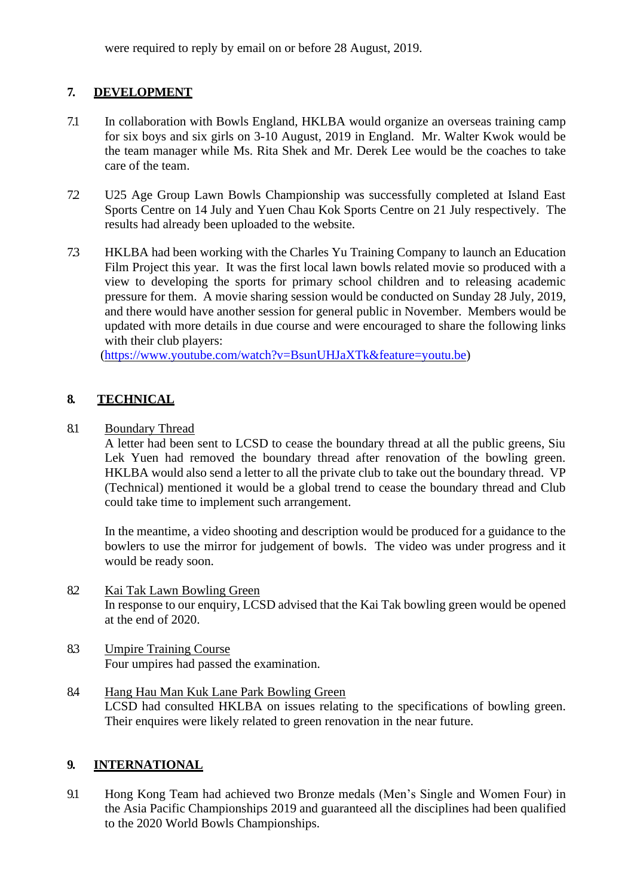were required to reply by email on or before 28 August, 2019.

## 7. DEVELOPMENT

7.1 In collaboration with Bowls England, HKLBA would organize an overseas training camp for six boys and six girls on 3-10 August, 2019 in England. Mr. Walter Kwok would be the team manager while Ms. Rita Shek and Mr. Derek Lee would be the coaches to take care of the team.

7.2 U25 Age Group Lawn Bowls Championship was successfully completed at Island East Sports Centre on 14 July and Yuen Chau Kok Sports Centre on 21 July respectively. The results had already been uploaded to the website.

7.3 HKLBA had been working with the Charles Yu Training Company to launch an Education Film Project this year. It was the first local lawn bowls related movie so produced with a view to developing the sports for primary school children and to releasing academic pressure for them. A movie sharing session would be conducted on Sunday 28 July, 2019, and there would have another session for general public in November. Members would be updated with more details in due course and were encouraged to share the following links with their club players:
(https://www.youtube.com/watch?v=BsunUHJaXTk&feature=youtu.be)

## 8. TECHNICAL

8.1 Boundary Thread
A letter had been sent to LCSD to cease the boundary thread at all the public greens, Siu Lek Yuen had removed the boundary thread after renovation of the bowling green. HKLBA would also send a letter to all the private club to take out the boundary thread. VP (Technical) mentioned it would be a global trend to cease the boundary thread and Club could take time to implement such arrangement.

In the meantime, a video shooting and description would be produced for a guidance to the bowlers to use the mirror for judgement of bowls. The video was under progress and it would be ready soon.

8.2 Kai Tak Lawn Bowling Green
In response to our enquiry, LCSD advised that the Kai Tak bowling green would be opened at the end of 2020.

8.3 Umpire Training Course
Four umpires had passed the examination.

8.4 Hang Hau Man Kuk Lane Park Bowling Green
LCSD had consulted HKLBA on issues relating to the specifications of bowling green. Their enquires were likely related to green renovation in the near future.

## 9. INTERNATIONAL

9.1 Hong Kong Team had achieved two Bronze medals (Men's Single and Women Four) in the Asia Pacific Championships 2019 and guaranteed all the disciplines had been qualified to the 2020 World Bowls Championships.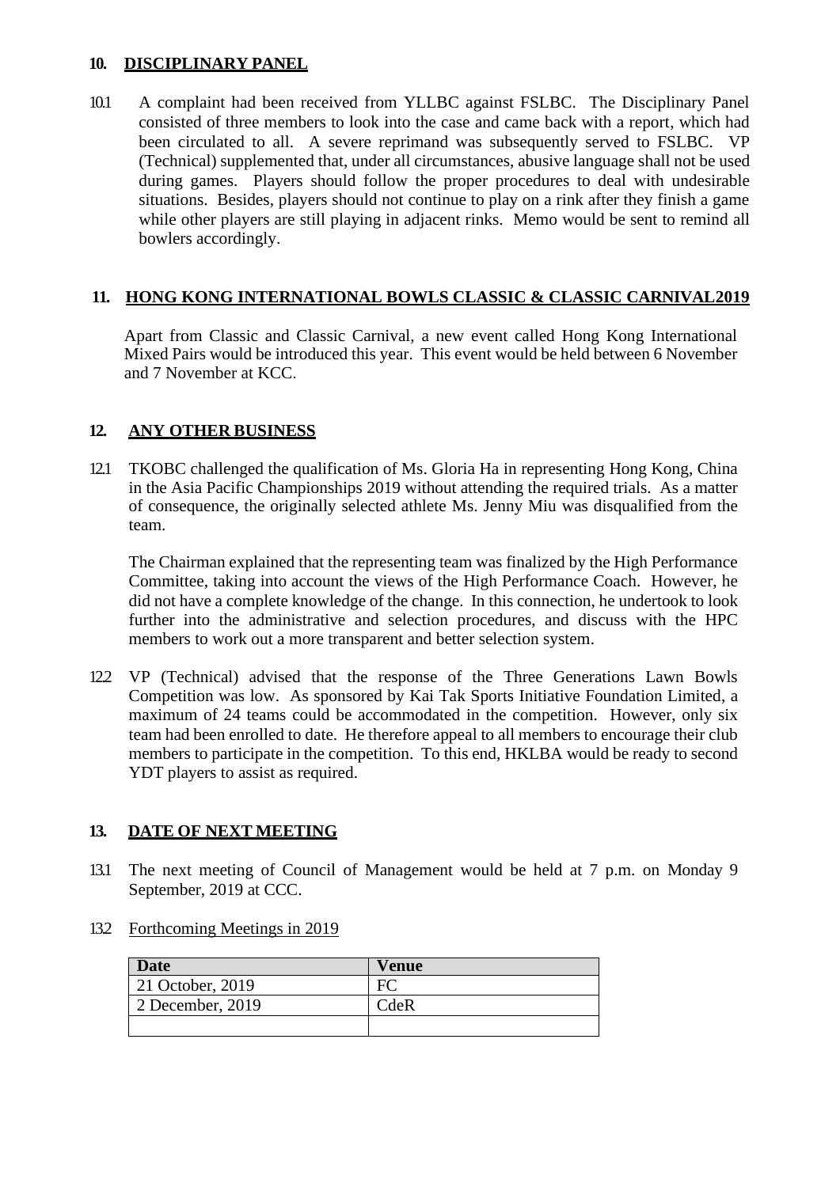## 10. DISCIPLINARY PANEL

10.1 A complaint had been received from YLLBC against FSLBC. The Disciplinary Panel consisted of three members to look into the case and came back with a report, which had been circulated to all. A severe reprimand was subsequently served to FSLBC. VP (Technical) supplemented that, under all circumstances, abusive language shall not be used during games. Players should follow the proper procedures to deal with undesirable situations. Besides, players should not continue to play on a rink after they finish a game while other players are still playing in adjacent rinks. Memo would be sent to remind all bowlers accordingly.

## 11. HONG KONG INTERNATIONAL BOWLS CLASSIC & CLASSIC CARNIVAL2019

Apart from Classic and Classic Carnival, a new event called Hong Kong International Mixed Pairs would be introduced this year. This event would be held between 6 November and 7 November at KCC.

## 12. ANY OTHER BUSINESS

12.1 TKOBC challenged the qualification of Ms. Gloria Ha in representing Hong Kong, China in the Asia Pacific Championships 2019 without attending the required trials. As a matter of consequence, the originally selected athlete Ms. Jenny Miu was disqualified from the team.

The Chairman explained that the representing team was finalized by the High Performance Committee, taking into account the views of the High Performance Coach. However, he did not have a complete knowledge of the change. In this connection, he undertook to look further into the administrative and selection procedures, and discuss with the HPC members to work out a more transparent and better selection system.

12.2 VP (Technical) advised that the response of the Three Generations Lawn Bowls Competition was low. As sponsored by Kai Tak Sports Initiative Foundation Limited, a maximum of 24 teams could be accommodated in the competition. However, only six team had been enrolled to date. He therefore appeal to all members to encourage their club members to participate in the competition. To this end, HKLBA would be ready to second YDT players to assist as required.

## 13. DATE OF NEXT MEETING

13.1 The next meeting of Council of Management would be held at 7 p.m. on Monday 9 September, 2019 at CCC.

13.2 Forthcoming Meetings in 2019

| Date | Venue |
|---|---|
| 21 October, 2019 | FC |
| 2 December, 2019 | CdeR |
| | |